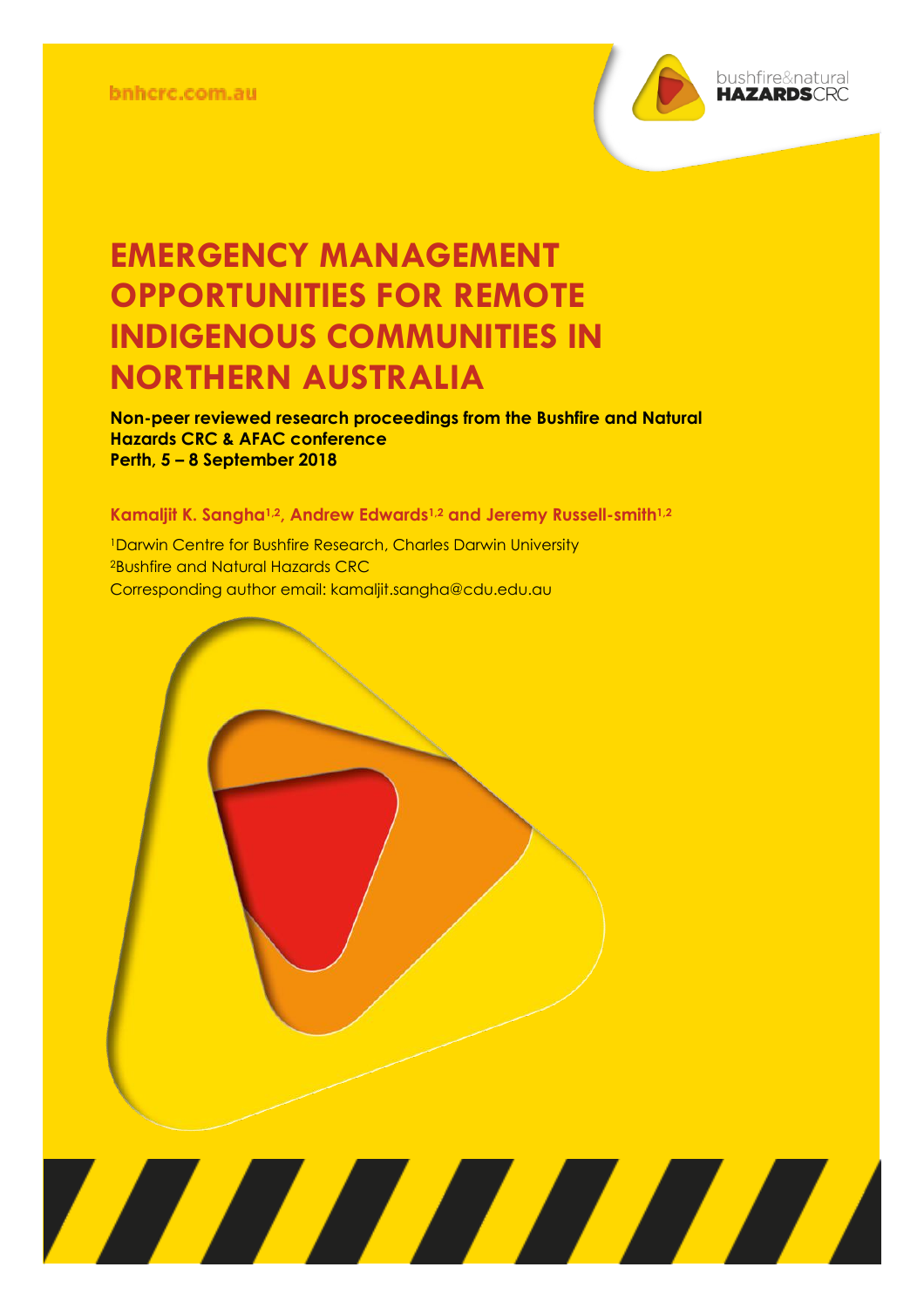bnhcrc.com.au

bushfire&natural HAZARDSCRC

# EMERGENCY MANAGEMENT OPPORTUNITIES FOR REMOTE INDIGENOUS COMMUNITIES IN NORTHERN AUSTRALIA

**Non-peer reviewed research proceedings from the Bushfire and Natural Hazards CRC & AFAC conference**
**Perth, 5 – 8 September 2018**

**Kamaljit K. Sangha[1,2], Andrew Edwards[1,2] and Jeremy Russell-smith[1,2]**

[1]Darwin Centre for Bushfire Research, Charles Darwin University
[2]Bushfire and Natural Hazards CRC
Corresponding author email: kamaljit.sangha@cdu.edu.au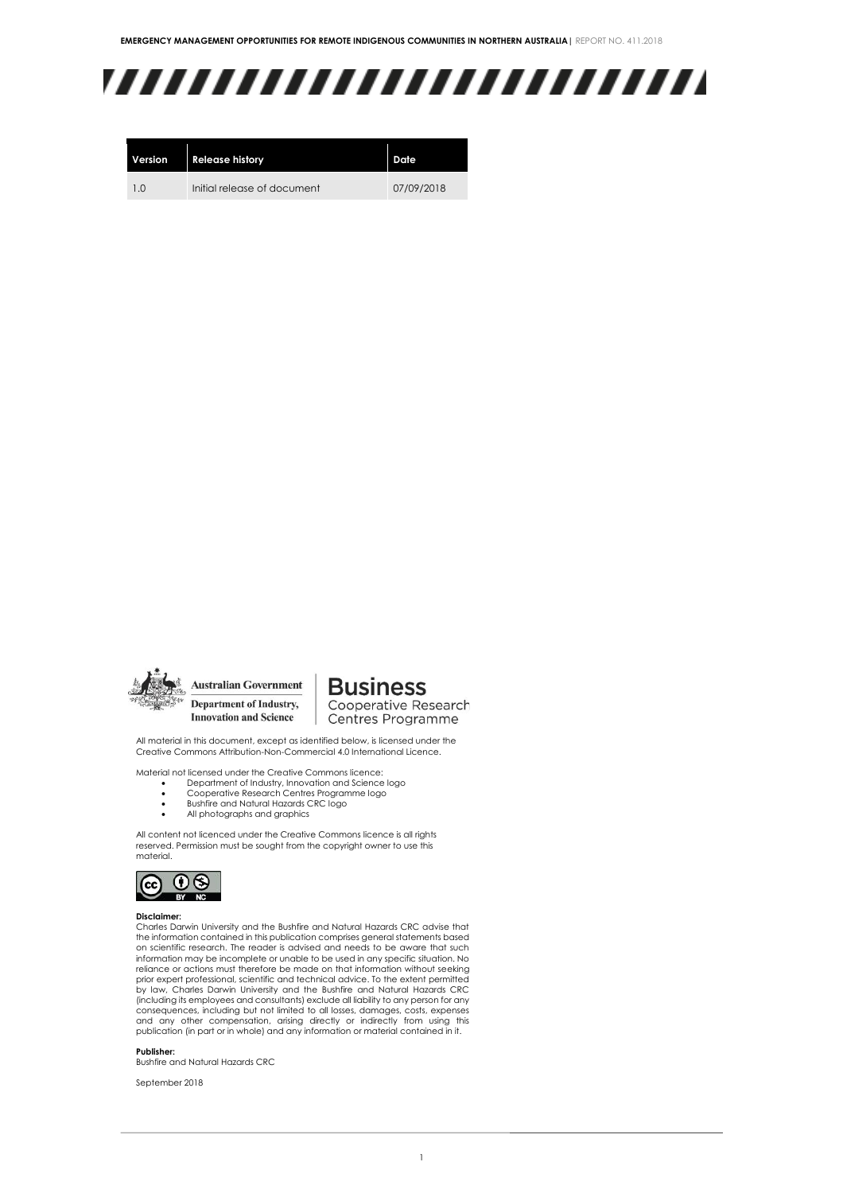| Version | Release history | Date |
| --- | --- | --- |
| 1.0 | Initial release of document | 07/09/2018 |

All material in this document, except as identified below, is licensed under the Creative Commons Attribution-Non-Commercial 4.0 International Licence.

Material not licensed under the Creative Commons licence:

- Department of Industry, Innovation and Science logo
- Cooperative Research Centres Programme logo
- Bushfire and Natural Hazards CRC logo
- All photographs and graphics

All content not licenced under the Creative Commons licence is all rights reserved. Permission must be sought from the copyright owner to use this material.

**Disclaimer:**
Charles Darwin University and the Bushfire and Natural Hazards CRC advise that the information contained in this publication comprises general statements based on scientific research. The reader is advised and needs to be aware that such information may be incomplete or unable to be used in any specific situation. No reliance or actions must therefore be made on that information without seeking prior expert professional, scientific and technical advice. To the extent permitted by law, Charles Darwin University and the Bushfire and Natural Hazards CRC (including its employees and consultants) exclude all liability to any person for any consequences, including but not limited to all losses, damages, costs, expenses and any other compensation, arising directly or indirectly from using this publication (in part or in whole) and any information or material contained in it.

**Publisher:**
Bushfire and Natural Hazards CRC

September 2018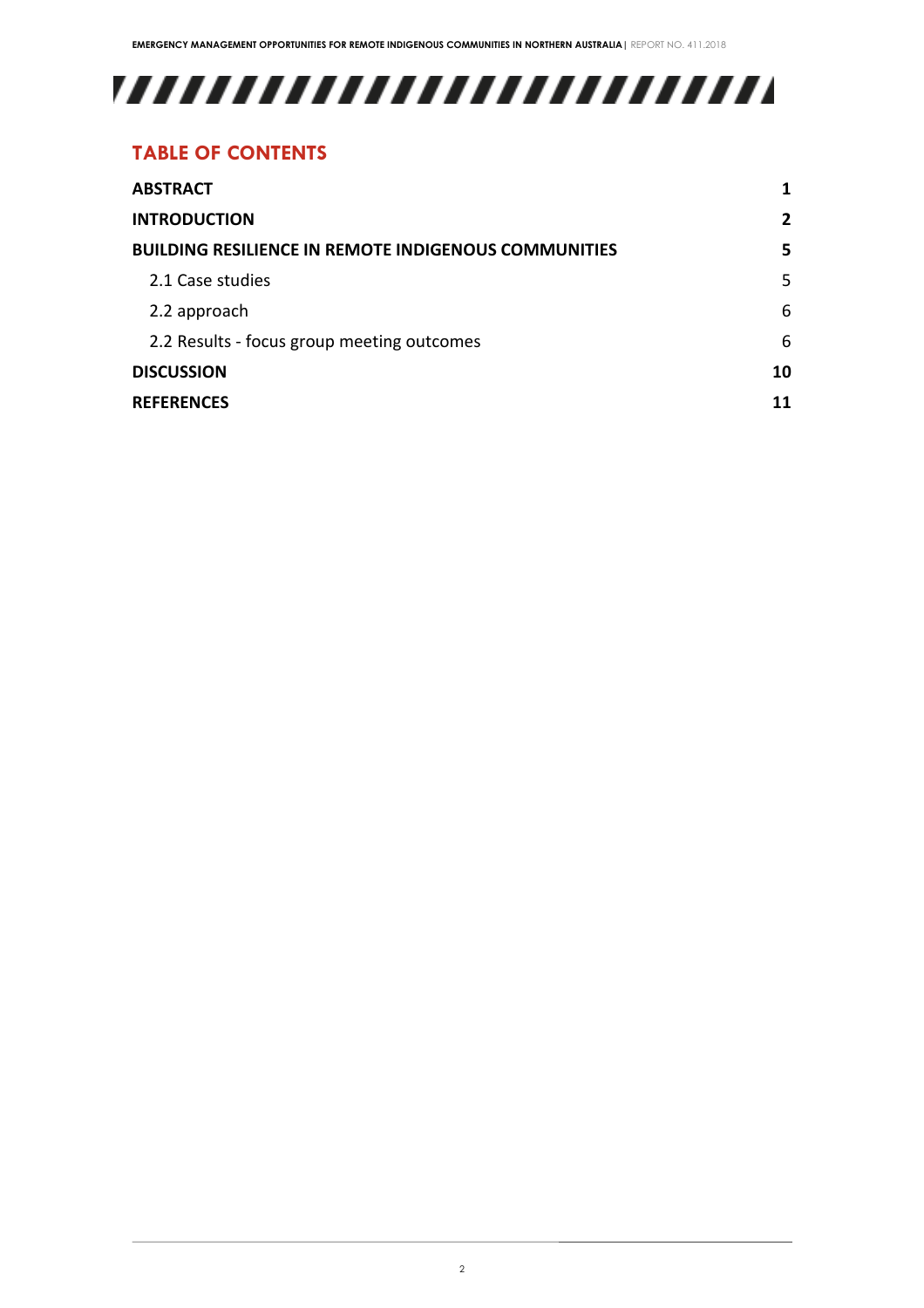## TABLE OF CONTENTS

| | |
|---|---|
| **ABSTRACT** | **1** |
| **INTRODUCTION** | **2** |
| **BUILDING RESILIENCE IN REMOTE INDIGENOUS COMMUNITIES** | **5** |
| 2.1 Case studies | 5 |
| 2.2 approach | 6 |
| 2.2 Results - focus group meeting outcomes | 6 |
| **DISCUSSION** | **10** |
| **REFERENCES** | **11** |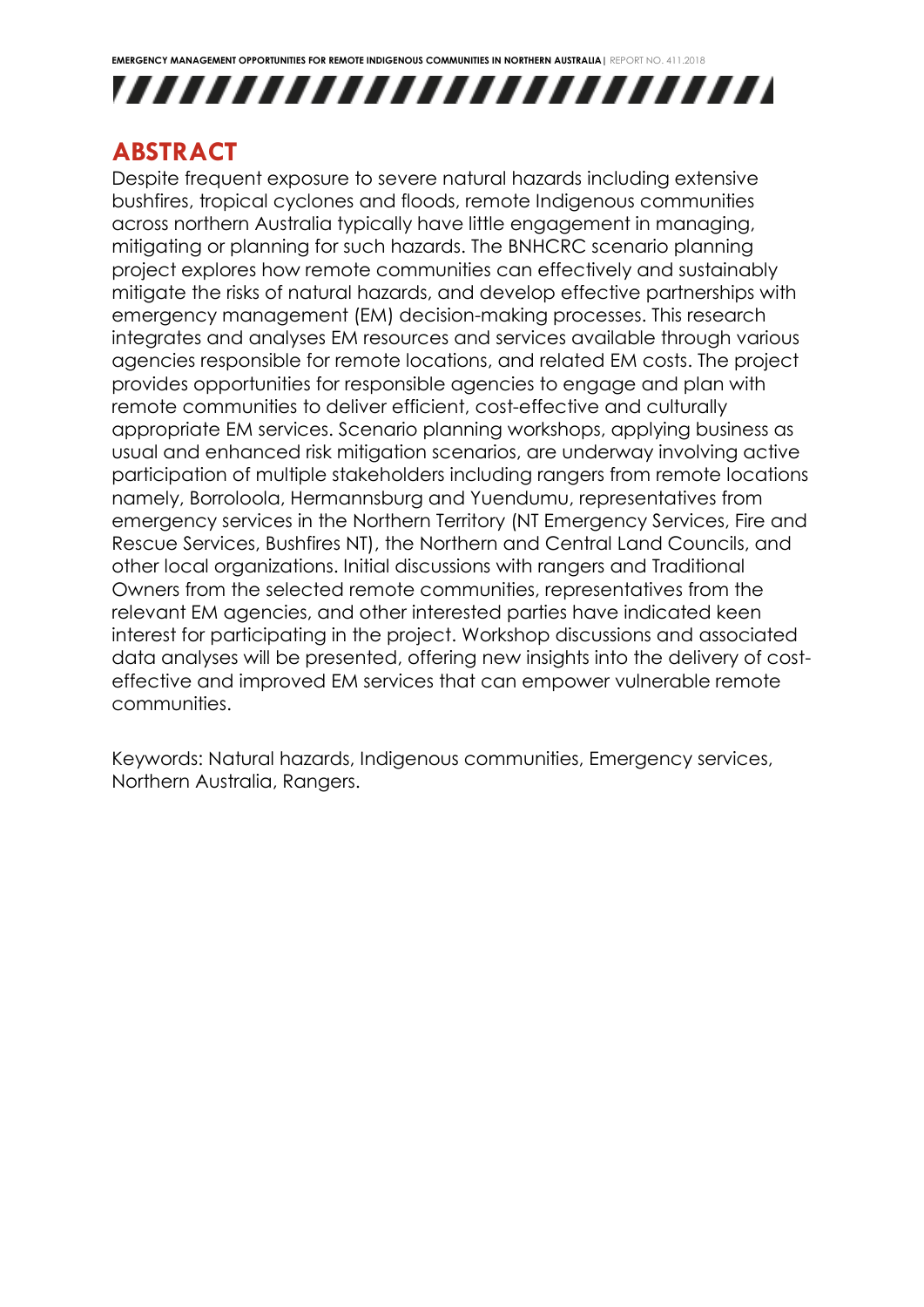## ABSTRACT

Despite frequent exposure to severe natural hazards including extensive bushfires, tropical cyclones and floods, remote Indigenous communities across northern Australia typically have little engagement in managing, mitigating or planning for such hazards. The BNHCRC scenario planning project explores how remote communities can effectively and sustainably mitigate the risks of natural hazards, and develop effective partnerships with emergency management (EM) decision-making processes. This research integrates and analyses EM resources and services available through various agencies responsible for remote locations, and related EM costs. The project provides opportunities for responsible agencies to engage and plan with remote communities to deliver efficient, cost-effective and culturally appropriate EM services. Scenario planning workshops, applying business as usual and enhanced risk mitigation scenarios, are underway involving active participation of multiple stakeholders including rangers from remote locations namely, Borroloola, Hermannsburg and Yuendumu, representatives from emergency services in the Northern Territory (NT Emergency Services, Fire and Rescue Services, Bushfires NT), the Northern and Central Land Councils, and other local organizations. Initial discussions with rangers and Traditional Owners from the selected remote communities, representatives from the relevant EM agencies, and other interested parties have indicated keen interest for participating in the project. Workshop discussions and associated data analyses will be presented, offering new insights into the delivery of cost-effective and improved EM services that can empower vulnerable remote communities.

Keywords: Natural hazards, Indigenous communities, Emergency services, Northern Australia, Rangers.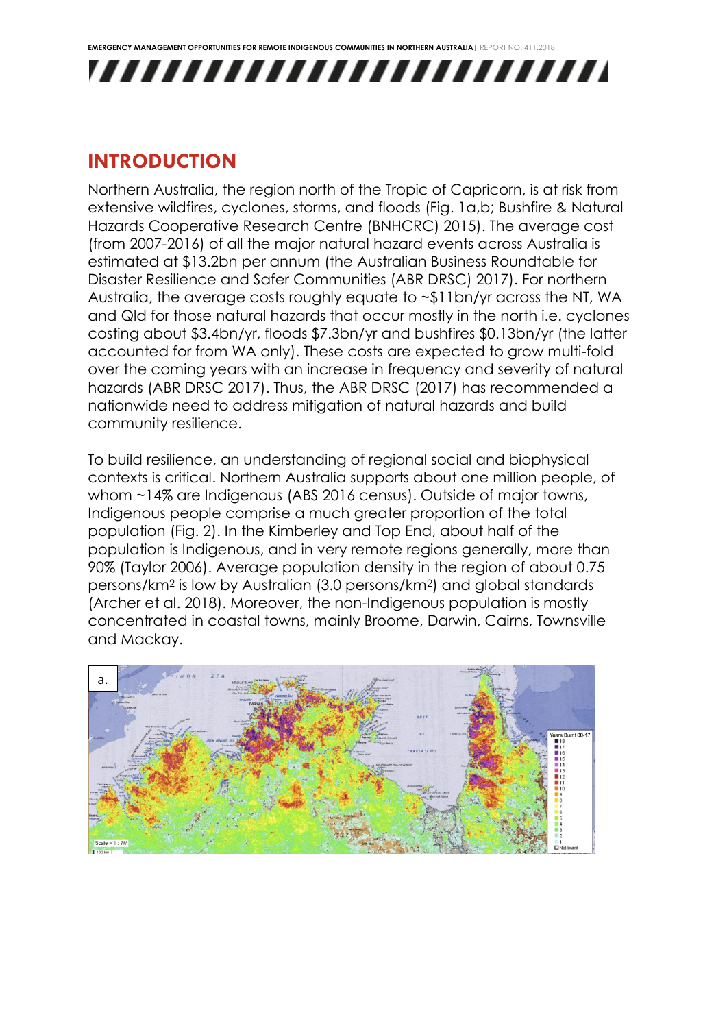## INTRODUCTION

Northern Australia, the region north of the Tropic of Capricorn, is at risk from extensive wildfires, cyclones, storms, and floods (Fig. 1a,b; Bushfire & Natural Hazards Cooperative Research Centre (BNHCRC) 2015). The average cost (from 2007-2016) of all the major natural hazard events across Australia is estimated at $13.2bn per annum (the Australian Business Roundtable for Disaster Resilience and Safer Communities (ABR DRSC) 2017). For northern Australia, the average costs roughly equate to ~$11bn/yr across the NT, WA and Qld for those natural hazards that occur mostly in the north i.e. cyclones costing about $3.4bn/yr, floods $7.3bn/yr and bushfires $0.13bn/yr (the latter accounted for from WA only). These costs are expected to grow multi-fold over the coming years with an increase in frequency and severity of natural hazards (ABR DRSC 2017). Thus, the ABR DRSC (2017) has recommended a nationwide need to address mitigation of natural hazards and build community resilience.

To build resilience, an understanding of regional social and biophysical contexts is critical. Northern Australia supports about one million people, of whom ~14% are Indigenous (ABS 2016 census). Outside of major towns, Indigenous people comprise a much greater proportion of the total population (Fig. 2). In the Kimberley and Top End, about half of the population is Indigenous, and in very remote regions generally, more than 90% (Taylor 2006). Average population density in the region of about 0.75 persons/km$^2$ is low by Australian (3.0 persons/km$^2$) and global standards (Archer et al. 2018). Moreover, the non-Indigenous population is mostly concentrated in coastal towns, mainly Broome, Darwin, Cairns, Townsville and Mackay.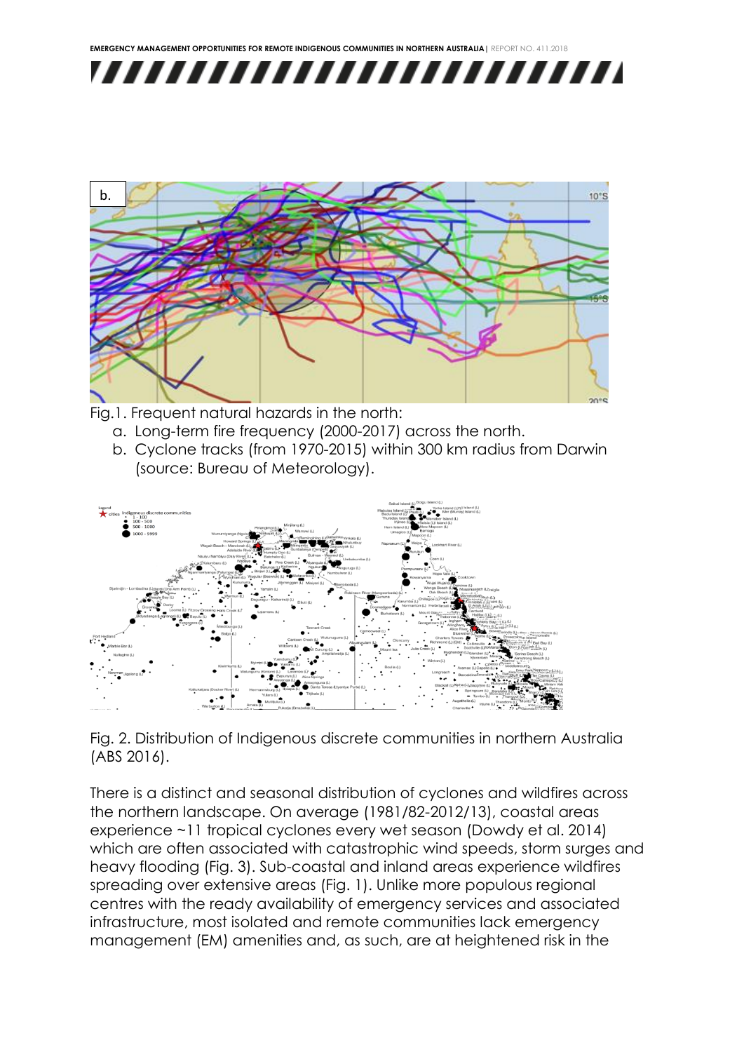Fig.1. Frequent natural hazards in the north:

a. Long-term fire frequency (2000-2017) across the north.
b. Cyclone tracks (from 1970-2015) within 300 km radius from Darwin (source: Bureau of Meteorology).

Fig. 2. Distribution of Indigenous discrete communities in northern Australia (ABS 2016).

There is a distinct and seasonal distribution of cyclones and wildfires across the northern landscape. On average (1981/82-2012/13), coastal areas experience ~11 tropical cyclones every wet season (Dowdy et al. 2014) which are often associated with catastrophic wind speeds, storm surges and heavy flooding (Fig. 3). Sub-coastal and inland areas experience wildfires spreading over extensive areas (Fig. 1). Unlike more populous regional centres with the ready availability of emergency services and associated infrastructure, most isolated and remote communities lack emergency management (EM) amenities and, as such, are at heightened risk in the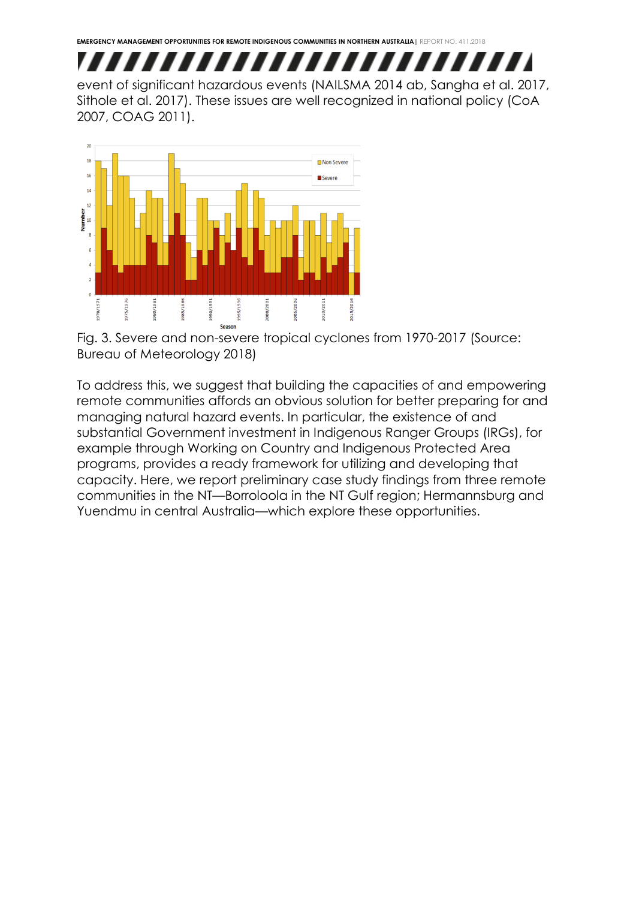event of significant hazardous events (NAILSMA 2014 ab, Sangha et al. 2017, Sithole et al. 2017). These issues are well recognized in national policy (CoA 2007, COAG 2011).

Fig. 3. Severe and non-severe tropical cyclones from 1970-2017 (Source: Bureau of Meteorology 2018)

To address this, we suggest that building the capacities of and empowering remote communities affords an obvious solution for better preparing for and managing natural hazard events. In particular, the existence of and substantial Government investment in Indigenous Ranger Groups (IRGs), for example through Working on Country and Indigenous Protected Area programs, provides a ready framework for utilizing and developing that capacity. Here, we report preliminary case study findings from three remote communities in the NT—Borroloola in the NT Gulf region; Hermannsburg and Yuendmu in central Australia—which explore these opportunities.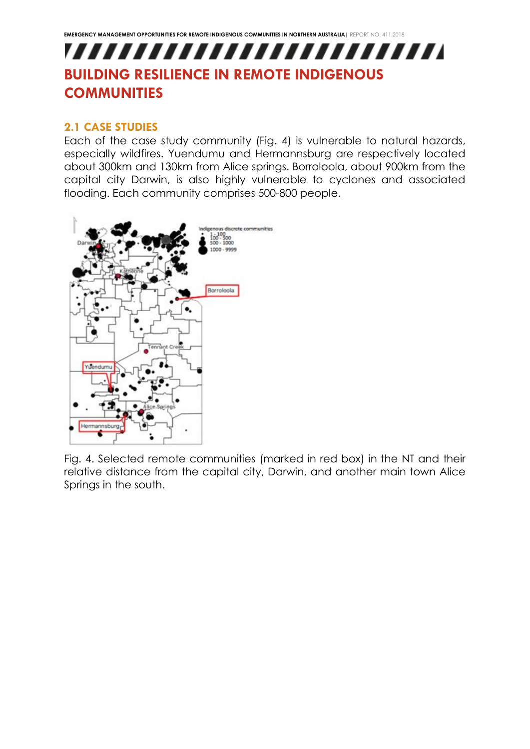# BUILDING RESILIENCE IN REMOTE INDIGENOUS COMMUNITIES

## 2.1 CASE STUDIES

Each of the case study community (Fig. 4) is vulnerable to natural hazards, especially wildfires. Yuendumu and Hermannsburg are respectively located about 300km and 130km from Alice springs. Borroloola, about 900km from the capital city Darwin, is also highly vulnerable to cyclones and associated flooding. Each community comprises 500-800 people.

Fig. 4. Selected remote communities (marked in red box) in the NT and their relative distance from the capital city, Darwin, and another main town Alice Springs in the south.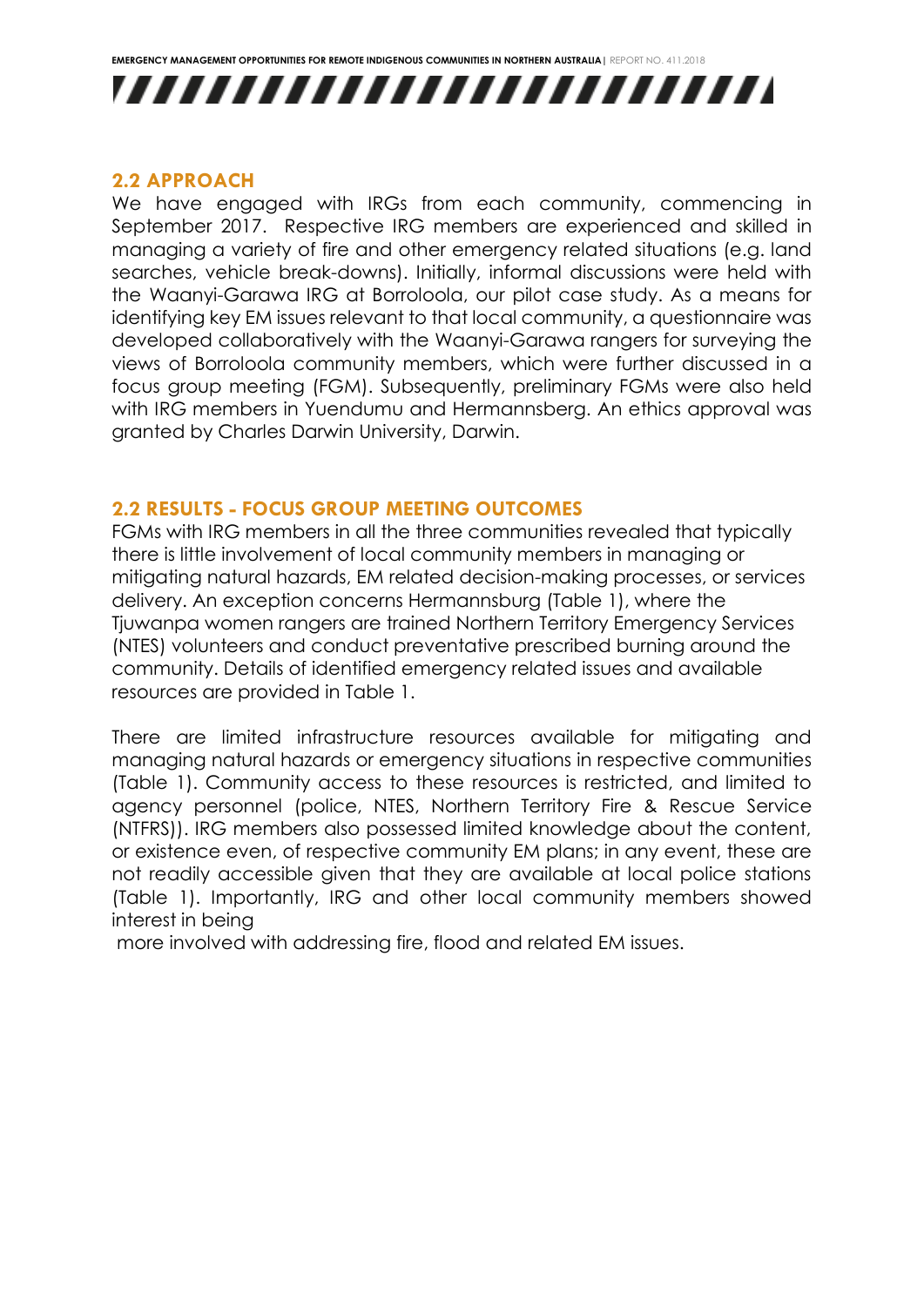## 2.2 APPROACH

We have engaged with IRGs from each community, commencing in September 2017. Respective IRG members are experienced and skilled in managing a variety of fire and other emergency related situations (e.g. land searches, vehicle break-downs). Initially, informal discussions were held with the Waanyi-Garawa IRG at Borroloola, our pilot case study. As a means for identifying key EM issues relevant to that local community, a questionnaire was developed collaboratively with the Waanyi-Garawa rangers for surveying the views of Borroloola community members, which were further discussed in a focus group meeting (FGM). Subsequently, preliminary FGMs were also held with IRG members in Yuendumu and Hermannsberg. An ethics approval was granted by Charles Darwin University, Darwin.

## 2.2 RESULTS - FOCUS GROUP MEETING OUTCOMES

FGMs with IRG members in all the three communities revealed that typically there is little involvement of local community members in managing or mitigating natural hazards, EM related decision-making processes, or services delivery. An exception concerns Hermannsburg (Table 1), where the Tjuwanpa women rangers are trained Northern Territory Emergency Services (NTES) volunteers and conduct preventative prescribed burning around the community. Details of identified emergency related issues and available resources are provided in Table 1.

There are limited infrastructure resources available for mitigating and managing natural hazards or emergency situations in respective communities (Table 1). Community access to these resources is restricted, and limited to agency personnel (police, NTES, Northern Territory Fire & Rescue Service (NTFRS)). IRG members also possessed limited knowledge about the content, or existence even, of respective community EM plans; in any event, these are not readily accessible given that they are available at local police stations (Table 1). Importantly, IRG and other local community members showed interest in being more involved with addressing fire, flood and related EM issues.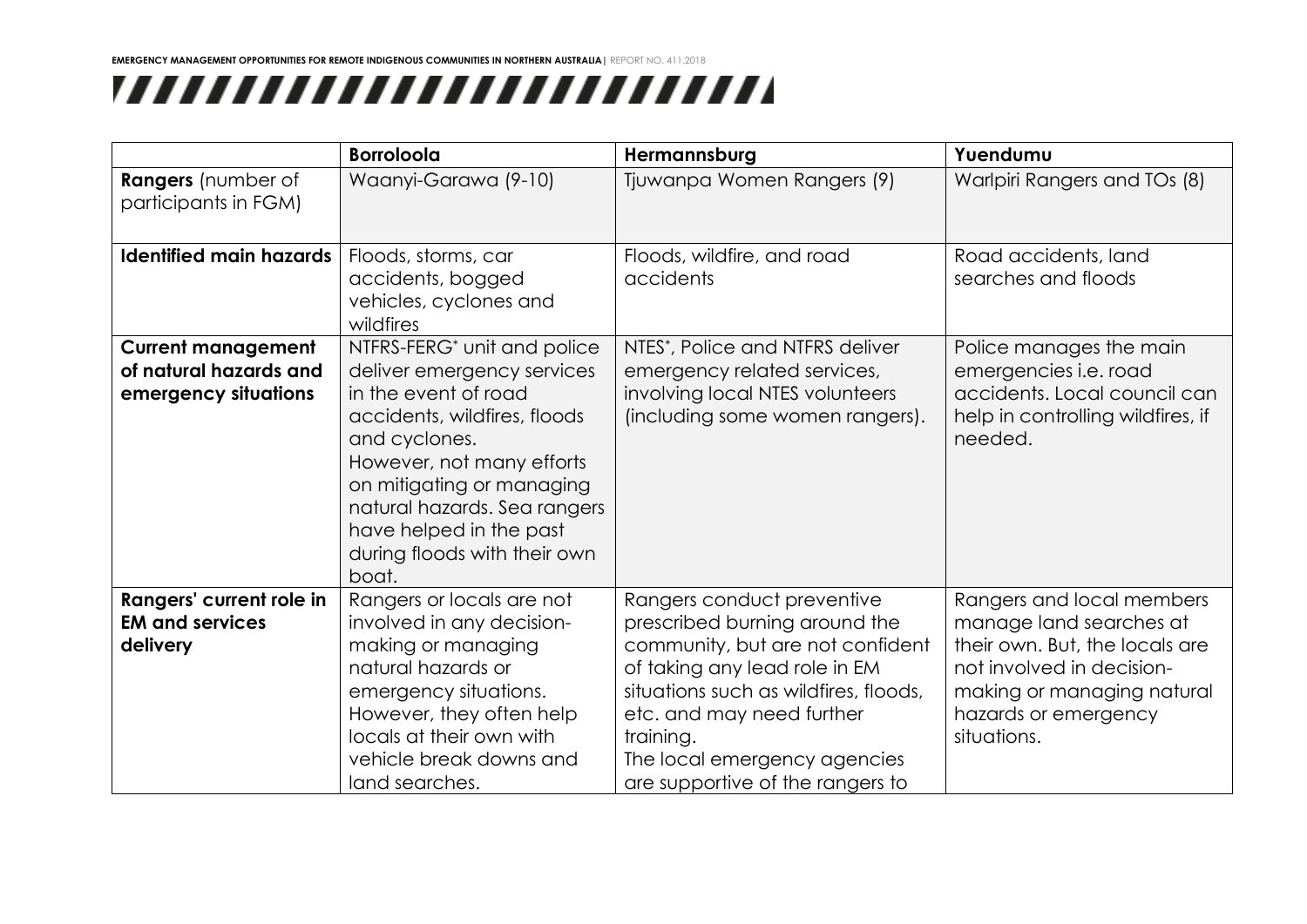| | Borroloola | Hermannsburg | Yuendumu |
|---|---|---|---|
| **Rangers** (number of participants in FGM) | Waanyi-Garawa (9-10) | Tjuwanpa Women Rangers (9) | Warlpiri Rangers and TOs (8) |
| **Identified main hazards** | Floods, storms, car accidents, bogged vehicles, cyclones and wildfires | Floods, wildfire, and road accidents | Road accidents, land searches and floods |
| **Current management of natural hazards and emergency situations** | NTFRS-FERG* unit and police deliver emergency services in the event of road accidents, wildfires, floods and cyclones. However, not many efforts on mitigating or managing natural hazards. Sea rangers have helped in the past during floods with their own boat. | NTES*, Police and NTFRS deliver emergency related services, involving local NTES volunteers (including some women rangers). | Police manages the main emergencies i.e. road accidents. Local council can help in controlling wildfires, if needed. |
| **Rangers' current role in EM and services delivery** | Rangers or locals are not involved in any decision-making or managing natural hazards or emergency situations. However, they often help locals at their own with vehicle break downs and land searches. | Rangers conduct preventive prescribed burning around the community, but are not confident of taking any lead role in EM situations such as wildfires, floods, etc. and may need further training. The local emergency agencies are supportive of the rangers to | Rangers and local members manage land searches at their own. But, the locals are not involved in decision-making or managing natural hazards or emergency situations. |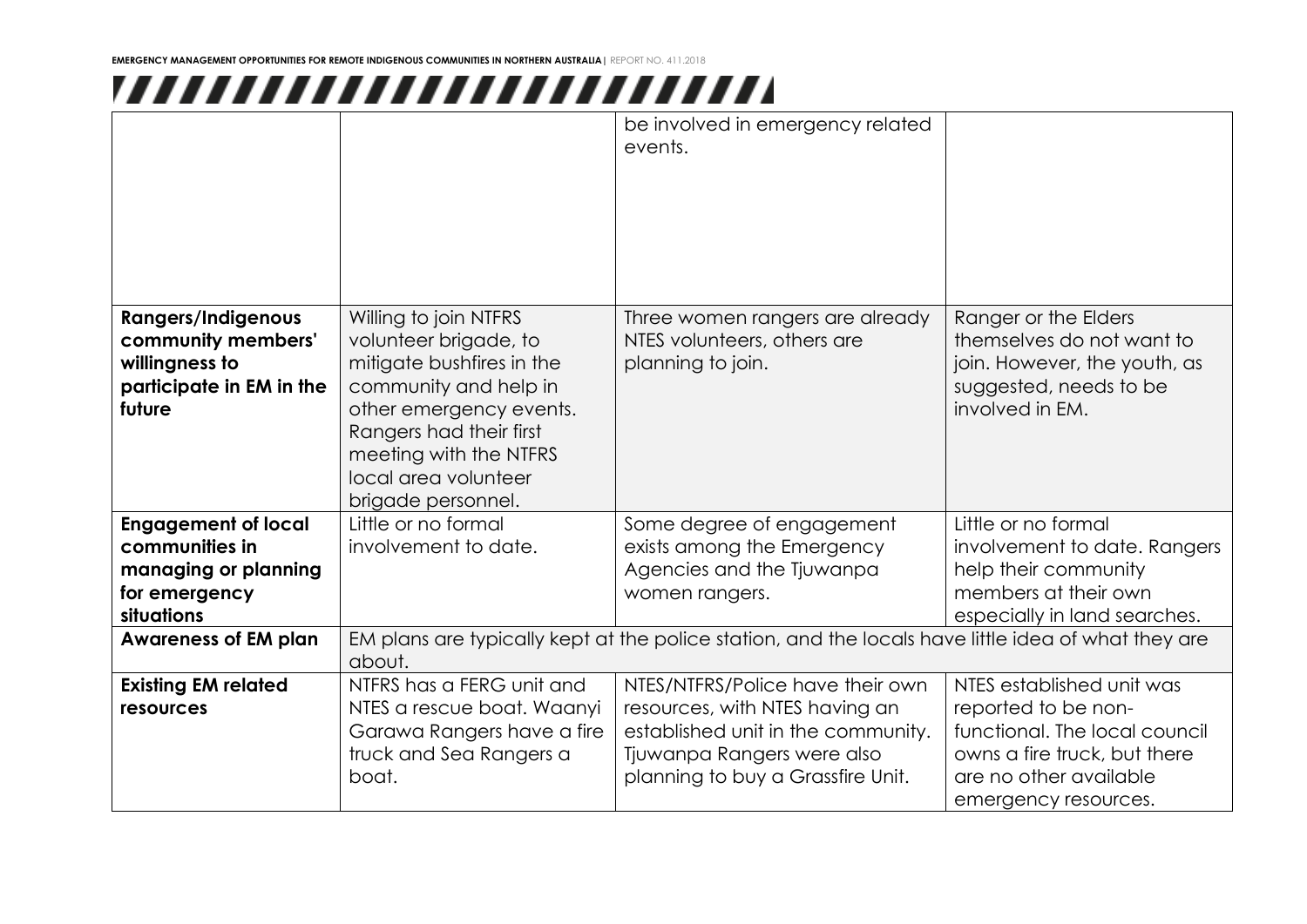| | | | |
|---|---|---|---|
| | | be involved in emergency related events. | |
| **Rangers/Indigenous community members' willingness to participate in EM in the future** | Willing to join NTFRS volunteer brigade, to mitigate bushfires in the community and help in other emergency events. Rangers had their first meeting with the NTFRS local area volunteer brigade personnel. | Three women rangers are already NTES volunteers, others are planning to join. | Ranger or the Elders themselves do not want to join. However, the youth, as suggested, needs to be involved in EM. |
| **Engagement of local communities in managing or planning for emergency situations** | Little or no formal involvement to date. | Some degree of engagement exists among the Emergency Agencies and the Tjuwanpa women rangers. | Little or no formal involvement to date. Rangers help their community members at their own especially in land searches. |
| **Awareness of EM plan** | EM plans are typically kept at the police station, and the locals have little idea of what they are about. | | |
| **Existing EM related resources** | NTFRS has a FERG unit and NTES a rescue boat. Waanyi Garawa Rangers have a fire truck and Sea Rangers a boat. | NTES/NTFRS/Police have their own resources, with NTES having an established unit in the community. Tjuwanpa Rangers were also planning to buy a Grassfire Unit. | NTES established unit was reported to be non-functional. The local council owns a fire truck, but there are no other available emergency resources. |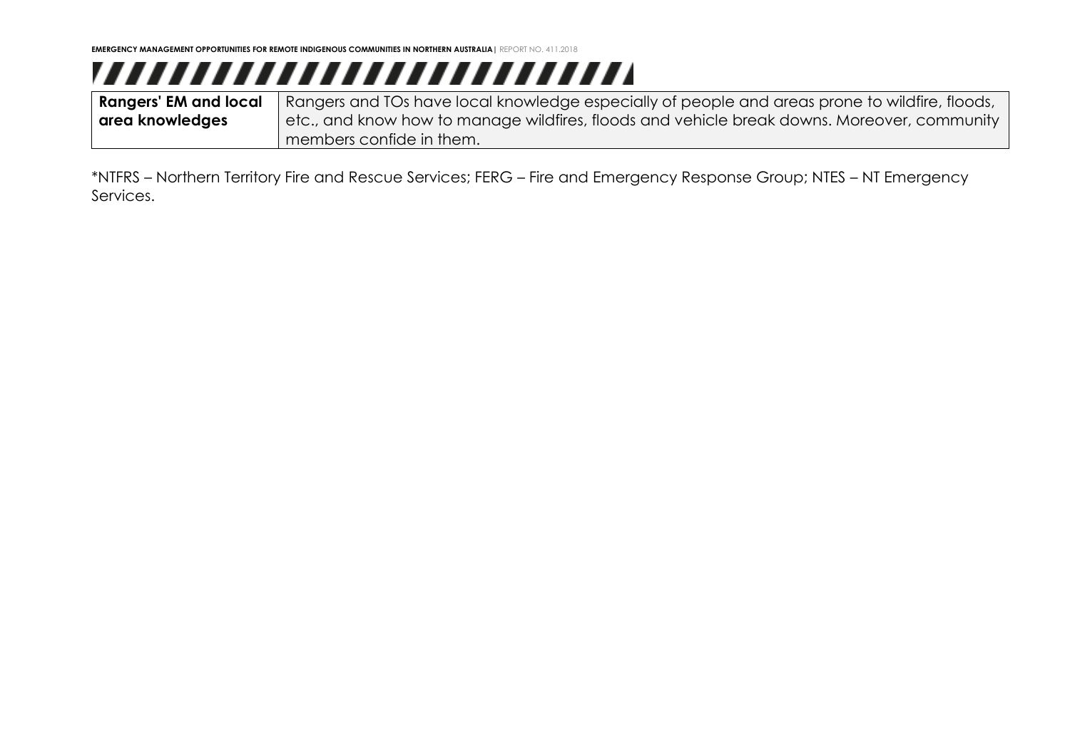| Rangers' EM and local area knowledges | Rangers and TOs have local knowledge especially of people and areas prone to wildfire, floods, etc., and know how to manage wildfires, floods and vehicle break downs. Moreover, community members confide in them. |
|---|---|

*NTFRS – Northern Territory Fire and Rescue Services; FERG – Fire and Emergency Response Group; NTES – NT Emergency Services.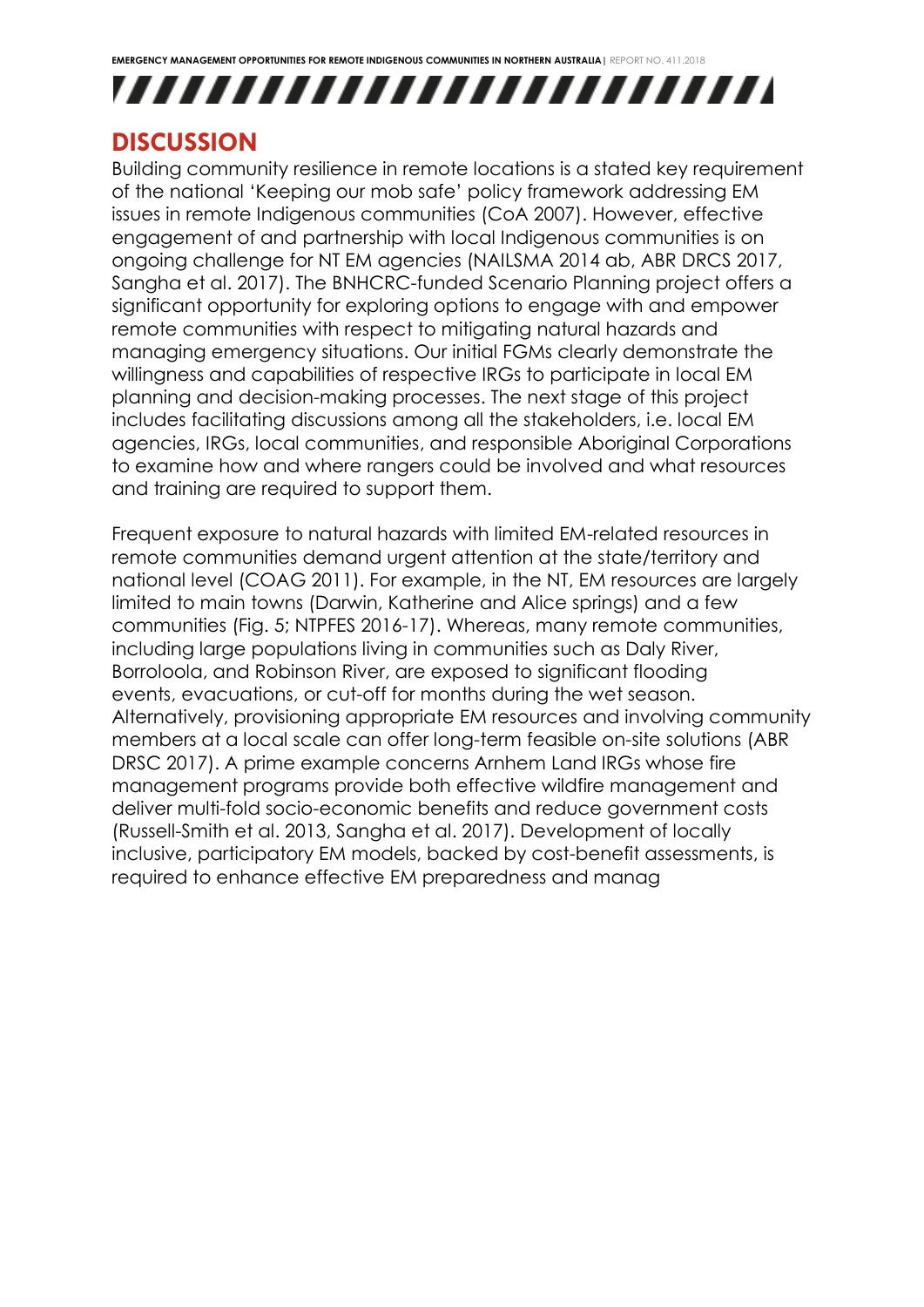## DISCUSSION

Building community resilience in remote locations is a stated key requirement of the national 'Keeping our mob safe' policy framework addressing EM issues in remote Indigenous communities (CoA 2007). However, effective engagement of and partnership with local Indigenous communities is on ongoing challenge for NT EM agencies (NAILSMA 2014 ab, ABR DRCS 2017, Sangha et al. 2017). The BNHCRC-funded Scenario Planning project offers a significant opportunity for exploring options to engage with and empower remote communities with respect to mitigating natural hazards and managing emergency situations. Our initial FGMs clearly demonstrate the willingness and capabilities of respective IRGs to participate in local EM planning and decision-making processes. The next stage of this project includes facilitating discussions among all the stakeholders, i.e. local EM agencies, IRGs, local communities, and responsible Aboriginal Corporations to examine how and where rangers could be involved and what resources and training are required to support them.

Frequent exposure to natural hazards with limited EM-related resources in remote communities demand urgent attention at the state/territory and national level (COAG 2011). For example, in the NT, EM resources are largely limited to main towns (Darwin, Katherine and Alice springs) and a few communities (Fig. 5; NTPFES 2016-17). Whereas, many remote communities, including large populations living in communities such as Daly River, Borroloola, and Robinson River, are exposed to significant flooding events, evacuations, or cut-off for months during the wet season. Alternatively, provisioning appropriate EM resources and involving community members at a local scale can offer long-term feasible on-site solutions (ABR DRSC 2017). A prime example concerns Arnhem Land IRGs whose fire management programs provide both effective wildfire management and deliver multi-fold socio-economic benefits and reduce government costs (Russell-Smith et al. 2013, Sangha et al. 2017). Development of locally inclusive, participatory EM models, backed by cost-benefit assessments, is required to enhance effective EM preparedness and manag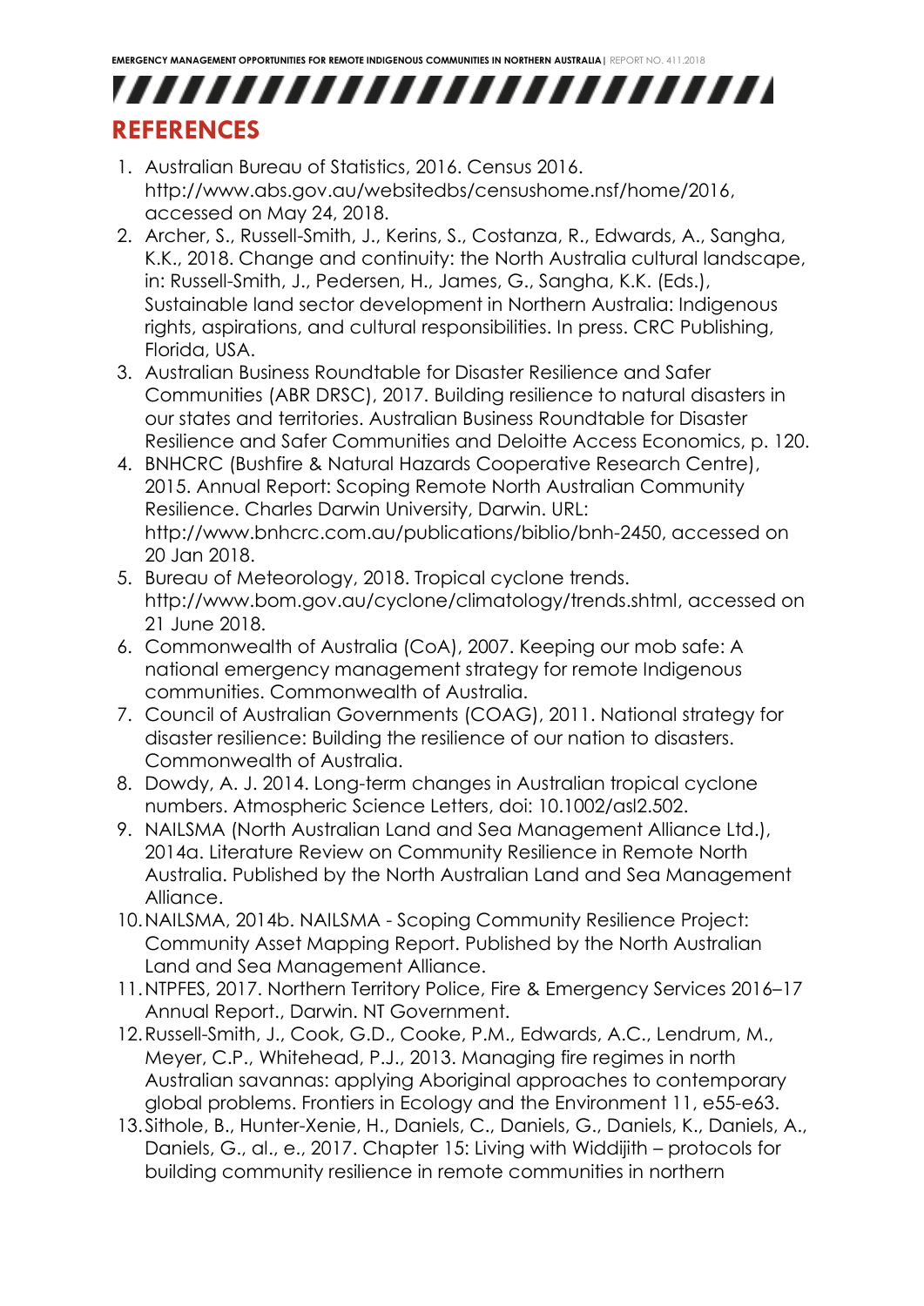# REFERENCES

1. Australian Bureau of Statistics, 2016. Census 2016. http://www.abs.gov.au/websitedbs/censushome.nsf/home/2016, accessed on May 24, 2018.
2. Archer, S., Russell-Smith, J., Kerins, S., Costanza, R., Edwards, A., Sangha, K.K., 2018. Change and continuity: the North Australia cultural landscape, in: Russell-Smith, J., Pedersen, H., James, G., Sangha, K.K. (Eds.), Sustainable land sector development in Northern Australia: Indigenous rights, aspirations, and cultural responsibilities. In press. CRC Publishing, Florida, USA.
3. Australian Business Roundtable for Disaster Resilience and Safer Communities (ABR DRSC), 2017. Building resilience to natural disasters in our states and territories. Australian Business Roundtable for Disaster Resilience and Safer Communities and Deloitte Access Economics, p. 120.
4. BNHCRC (Bushfire & Natural Hazards Cooperative Research Centre), 2015. Annual Report: Scoping Remote North Australian Community Resilience. Charles Darwin University, Darwin. URL: http://www.bnhcrc.com.au/publications/biblio/bnh-2450, accessed on 20 Jan 2018.
5. Bureau of Meteorology, 2018. Tropical cyclone trends. http://www.bom.gov.au/cyclone/climatology/trends.shtml, accessed on 21 June 2018.
6. Commonwealth of Australia (CoA), 2007. Keeping our mob safe: A national emergency management strategy for remote Indigenous communities. Commonwealth of Australia.
7. Council of Australian Governments (COAG), 2011. National strategy for disaster resilience: Building the resilience of our nation to disasters. Commonwealth of Australia.
8. Dowdy, A. J. 2014. Long-term changes in Australian tropical cyclone numbers. Atmospheric Science Letters, doi: 10.1002/asl2.502.
9. NAILSMA (North Australian Land and Sea Management Alliance Ltd.), 2014a. Literature Review on Community Resilience in Remote North Australia. Published by the North Australian Land and Sea Management Alliance.
10. NAILSMA, 2014b. NAILSMA - Scoping Community Resilience Project: Community Asset Mapping Report. Published by the North Australian Land and Sea Management Alliance.
11. NTPFES, 2017. Northern Territory Police, Fire & Emergency Services 2016–17 Annual Report., Darwin. NT Government.
12. Russell-Smith, J., Cook, G.D., Cooke, P.M., Edwards, A.C., Lendrum, M., Meyer, C.P., Whitehead, P.J., 2013. Managing fire regimes in north Australian savannas: applying Aboriginal approaches to contemporary global problems. Frontiers in Ecology and the Environment 11, e55-e63.
13. Sithole, B., Hunter-Xenie, H., Daniels, C., Daniels, G., Daniels, K., Daniels, A., Daniels, G., al., e., 2017. Chapter 15: Living with Widdijith – protocols for building community resilience in remote communities in northern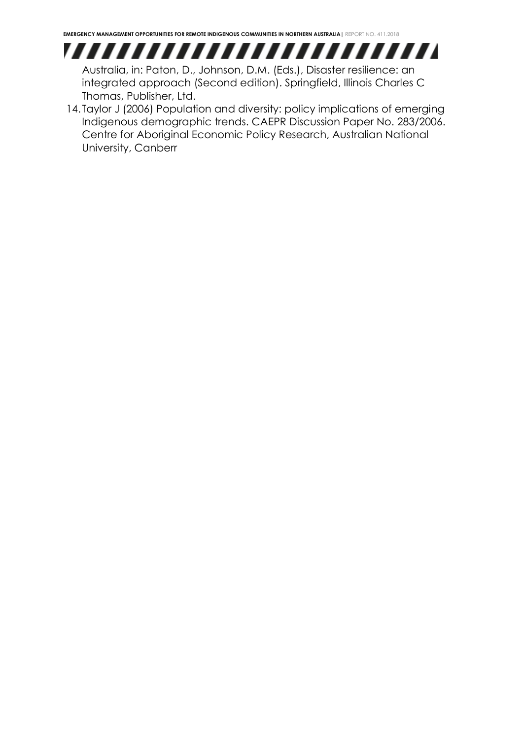Australia, in: Paton, D., Johnson, D.M. (Eds.), Disaster resilience: an integrated approach (Second edition). Springfield, Illinois Charles C Thomas, Publisher, Ltd.

14. Taylor J (2006) Population and diversity: policy implications of emerging Indigenous demographic trends. CAEPR Discussion Paper No. 283/2006. Centre for Aboriginal Economic Policy Research, Australian National University, Canberr